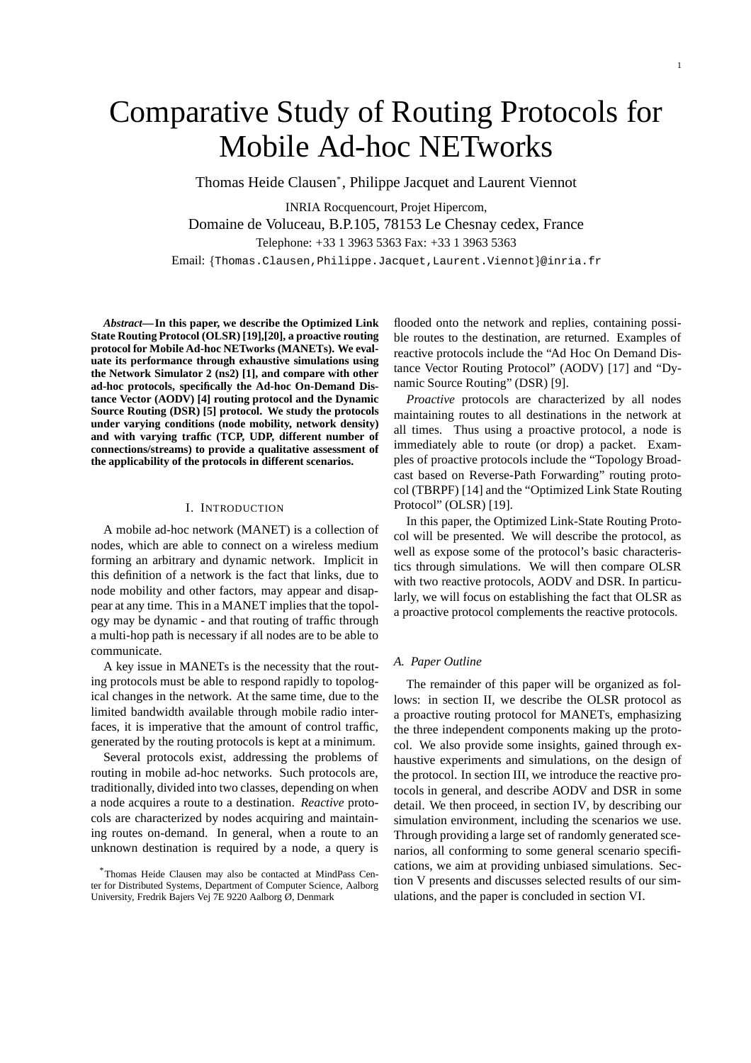# Comparative Study of Routing Protocols for Mobile Ad-hoc NETworks

Thomas Heide Clausen*, Philippe Jacquet and Laurent Viennot

INRIA Rocquencourt, Projet Hipercom,
Domaine de Voluceau, B.P.105, 78153 Le Chesnay cedex, France
Telephone: +33 1 3963 5363 Fax: +33 1 3963 5363
Email: {Thomas.Clausen,Philippe.Jacquet,Laurent.Viennot}@inria.fr

***Abstract*— In this paper, we describe the Optimized Link State Routing Protocol (OLSR) [19],[20], a proactive routing protocol for Mobile Ad-hoc NETworks (MANETs). We evaluate its performance through exhaustive simulations using the Network Simulator 2 (ns2) [1], and compare with other ad-hoc protocols, specifically the Ad-hoc On-Demand Distance Vector (AODV) [4] routing protocol and the Dynamic Source Routing (DSR) [5] protocol. We study the protocols under varying conditions (node mobility, network density) and with varying traffic (TCP, UDP, different number of connections/streams) to provide a qualitative assessment of the applicability of the protocols in different scenarios.**

## I. Introduction

A mobile ad-hoc network (MANET) is a collection of nodes, which are able to connect on a wireless medium forming an arbitrary and dynamic network. Implicit in this definition of a network is the fact that links, due to node mobility and other factors, may appear and disappear at any time. This in a MANET implies that the topology may be dynamic - and that routing of traffic through a multi-hop path is necessary if all nodes are to be able to communicate.

A key issue in MANETs is the necessity that the routing protocols must be able to respond rapidly to topological changes in the network. At the same time, due to the limited bandwidth available through mobile radio interfaces, it is imperative that the amount of control traffic, generated by the routing protocols is kept at a minimum.

Several protocols exist, addressing the problems of routing in mobile ad-hoc networks. Such protocols are, traditionally, divided into two classes, depending on when a node acquires a route to a destination. *Reactive* protocols are characterized by nodes acquiring and maintaining routes on-demand. In general, when a route to an unknown destination is required by a node, a query is flooded onto the network and replies, containing possible routes to the destination, are returned. Examples of reactive protocols include the "Ad Hoc On Demand Distance Vector Routing Protocol" (AODV) [17] and "Dynamic Source Routing" (DSR) [9].

*Proactive* protocols are characterized by all nodes maintaining routes to all destinations in the network at all times. Thus using a proactive protocol, a node is immediately able to route (or drop) a packet. Examples of proactive protocols include the "Topology Broadcast based on Reverse-Path Forwarding" routing protocol (TBRPF) [14] and the "Optimized Link State Routing Protocol" (OLSR) [19].

In this paper, the Optimized Link-State Routing Protocol will be presented. We will describe the protocol, as well as expose some of the protocol's basic characteristics through simulations. We will then compare OLSR with two reactive protocols, AODV and DSR. In particularly, we will focus on establishing the fact that OLSR as a proactive protocol complements the reactive protocols.

### A. Paper Outline

The remainder of this paper will be organized as follows: in section II, we describe the OLSR protocol as a proactive routing protocol for MANETs, emphasizing the three independent components making up the protocol. We also provide some insights, gained through exhaustive experiments and simulations, on the design of the protocol. In section III, we introduce the reactive protocols in general, and describe AODV and DSR in some detail. We then proceed, in section IV, by describing our simulation environment, including the scenarios we use. Through providing a large set of randomly generated scenarios, all conforming to some general scenario specifications, we aim at providing unbiased simulations. Section V presents and discusses selected results of our simulations, and the paper is concluded in section VI.

*Thomas Heide Clausen may also be contacted at MindPass Center for Distributed Systems, Department of Computer Science, Aalborg University, Fredrik Bajers Vej 7E 9220 Aalborg Ø, Denmark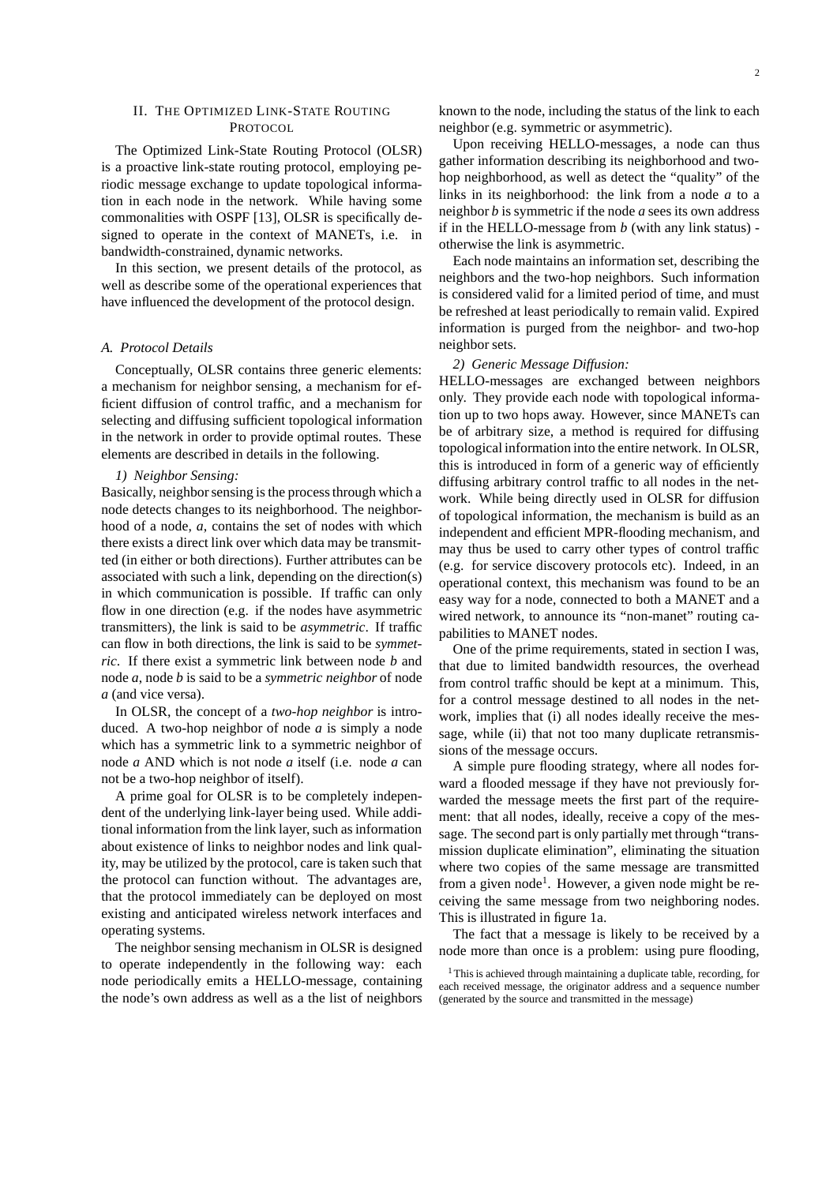## II. The Optimized Link-State Routing Protocol

The Optimized Link-State Routing Protocol (OLSR) is a proactive link-state routing protocol, employing periodic message exchange to update topological information in each node in the network. While having some commonalities with OSPF [13], OLSR is specifically designed to operate in the context of MANETs, i.e. in bandwidth-constrained, dynamic networks.

In this section, we present details of the protocol, as well as describe some of the operational experiences that have influenced the development of the protocol design.

### *A. Protocol Details*

Conceptually, OLSR contains three generic elements: a mechanism for neighbor sensing, a mechanism for efficient diffusion of control traffic, and a mechanism for selecting and diffusing sufficient topological information in the network in order to provide optimal routes. These elements are described in details in the following.

#### *1) Neighbor Sensing:*

Basically, neighbor sensing is the process through which a node detects changes to its neighborhood. The neighborhood of a node, *a*, contains the set of nodes with which there exists a direct link over which data may be transmitted (in either or both directions). Further attributes can be associated with such a link, depending on the direction(s) in which communication is possible. If traffic can only flow in one direction (e.g. if the nodes have asymmetric transmitters), the link is said to be *asymmetric*. If traffic can flow in both directions, the link is said to be *symmetric*. If there exist a symmetric link between node *b* and node *a*, node *b* is said to be a *symmetric neighbor* of node *a* (and vice versa).

In OLSR, the concept of a *two-hop neighbor* is introduced. A two-hop neighbor of node *a* is simply a node which has a symmetric link to a symmetric neighbor of node *a* AND which is not node *a* itself (i.e. node *a* can not be a two-hop neighbor of itself).

A prime goal for OLSR is to be completely independent of the underlying link-layer being used. While additional information from the link layer, such as information about existence of links to neighbor nodes and link quality, may be utilized by the protocol, care is taken such that the protocol can function without. The advantages are, that the protocol immediately can be deployed on most existing and anticipated wireless network interfaces and operating systems.

The neighbor sensing mechanism in OLSR is designed to operate independently in the following way: each node periodically emits a HELLO-message, containing the node's own address as well as a the list of neighbors known to the node, including the status of the link to each neighbor (e.g. symmetric or asymmetric).

Upon receiving HELLO-messages, a node can thus gather information describing its neighborhood and two-hop neighborhood, as well as detect the "quality" of the links in its neighborhood: the link from a node *a* to a neighbor *b* is symmetric if the node *a* sees its own address if in the HELLO-message from *b* (with any link status) - otherwise the link is asymmetric.

Each node maintains an information set, describing the neighbors and the two-hop neighbors. Such information is considered valid for a limited period of time, and must be refreshed at least periodically to remain valid. Expired information is purged from the neighbor- and two-hop neighbor sets.

#### *2) Generic Message Diffusion:*

HELLO-messages are exchanged between neighbors only. They provide each node with topological information up to two hops away. However, since MANETs can be of arbitrary size, a method is required for diffusing topological information into the entire network. In OLSR, this is introduced in form of a generic way of efficiently diffusing arbitrary control traffic to all nodes in the network. While being directly used in OLSR for diffusion of topological information, the mechanism is build as an independent and efficient MPR-flooding mechanism, and may thus be used to carry other types of control traffic (e.g. for service discovery protocols etc). Indeed, in an operational context, this mechanism was found to be an easy way for a node, connected to both a MANET and a wired network, to announce its "non-manet" routing capabilities to MANET nodes.

One of the prime requirements, stated in section I was, that due to limited bandwidth resources, the overhead from control traffic should be kept at a minimum. This, for a control message destined to all nodes in the network, implies that (i) all nodes ideally receive the message, while (ii) that not too many duplicate retransmissions of the message occurs.

A simple pure flooding strategy, where all nodes forward a flooded message if they have not previously forwarded the message meets the first part of the requirement: that all nodes, ideally, receive a copy of the message. The second part is only partially met through "transmission duplicate elimination", eliminating the situation where two copies of the same message are transmitted from a given node[1]. However, a given node might be receiving the same message from two neighboring nodes. This is illustrated in figure 1a.

The fact that a message is likely to be received by a node more than once is a problem: using pure flooding,

[1] This is achieved through maintaining a duplicate table, recording, for each received message, the originator address and a sequence number (generated by the source and transmitted in the message)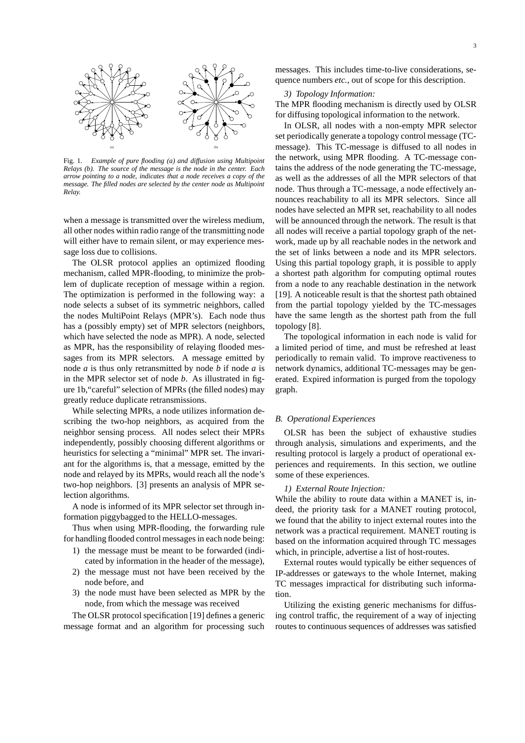Fig. 1. *Example of pure flooding (a) and diffusion using Multipoint Relays (b). The source of the message is the node in the center. Each arrow pointing to a node, indicates that a node receives a copy of the message. The filled nodes are selected by the center node as Multipoint Relay.*

when a message is transmitted over the wireless medium, all other nodes within radio range of the transmitting node will either have to remain silent, or may experience message loss due to collisions.

The OLSR protocol applies an optimized flooding mechanism, called MPR-flooding, to minimize the problem of duplicate reception of message within a region. The optimization is performed in the following way: a node selects a subset of its symmetric neighbors, called the nodes MultiPoint Relays (MPR's). Each node thus has a (possibly empty) set of MPR selectors (neighbors, which have selected the node as MPR). A node, selected as MPR, has the responsibility of relaying flooded messages from its MPR selectors. A message emitted by node *a* is thus only retransmitted by node *b* if node *a* is in the MPR selector set of node *b*. As illustrated in figure 1b,"careful" selection of MPRs (the filled nodes) may greatly reduce duplicate retransmissions.

While selecting MPRs, a node utilizes information describing the two-hop neighbors, as acquired from the neighbor sensing process. All nodes select their MPRs independently, possibly choosing different algorithms or heuristics for selecting a "minimal" MPR set. The invariant for the algorithms is, that a message, emitted by the node and relayed by its MPRs, would reach all the node's two-hop neighbors. [3] presents an analysis of MPR selection algorithms.

A node is informed of its MPR selector set through information piggybagged to the HELLO-messages.

Thus when using MPR-flooding, the forwarding rule for handling flooded control messages in each node being:

1) the message must be meant to be forwarded (indicated by information in the header of the message),
2) the message must not have been received by the node before, and
3) the node must have been selected as MPR by the node, from which the message was received

The OLSR protocol specification [19] defines a generic message format and an algorithm for processing such messages. This includes time-to-live considerations, sequence numbers *etc.*, out of scope for this description.

#### *3) Topology Information:*

The MPR flooding mechanism is directly used by OLSR for diffusing topological information to the network.

In OLSR, all nodes with a non-empty MPR selector set periodically generate a topology control message (TC-message). This TC-message is diffused to all nodes in the network, using MPR flooding. A TC-message contains the address of the node generating the TC-message, as well as the addresses of all the MPR selectors of that node. Thus through a TC-message, a node effectively announces reachability to all its MPR selectors. Since all nodes have selected an MPR set, reachability to all nodes will be announced through the network. The result is that all nodes will receive a partial topology graph of the network, made up by all reachable nodes in the network and the set of links between a node and its MPR selectors. Using this partial topology graph, it is possible to apply a shortest path algorithm for computing optimal routes from a node to any reachable destination in the network [19]. A noticeable result is that the shortest path obtained from the partial topology yielded by the TC-messages have the same length as the shortest path from the full topology [8].

The topological information in each node is valid for a limited period of time, and must be refreshed at least periodically to remain valid. To improve reactiveness to network dynamics, additional TC-messages may be generated. Expired information is purged from the topology graph.

### *B. Operational Experiences*

OLSR has been the subject of exhaustive studies through analysis, simulations and experiments, and the resulting protocol is largely a product of operational experiences and requirements. In this section, we outline some of these experiences.

#### *1) External Route Injection:*

While the ability to route data within a MANET is, indeed, the priority task for a MANET routing protocol, we found that the ability to inject external routes into the network was a practical requirement. MANET routing is based on the information acquired through TC messages which, in principle, advertise a list of host-routes.

External routes would typically be either sequences of IP-addresses or gateways to the whole Internet, making TC messages impractical for distributing such information.

Utilizing the existing generic mechanisms for diffusing control traffic, the requirement of a way of injecting routes to continuous sequences of addresses was satisfied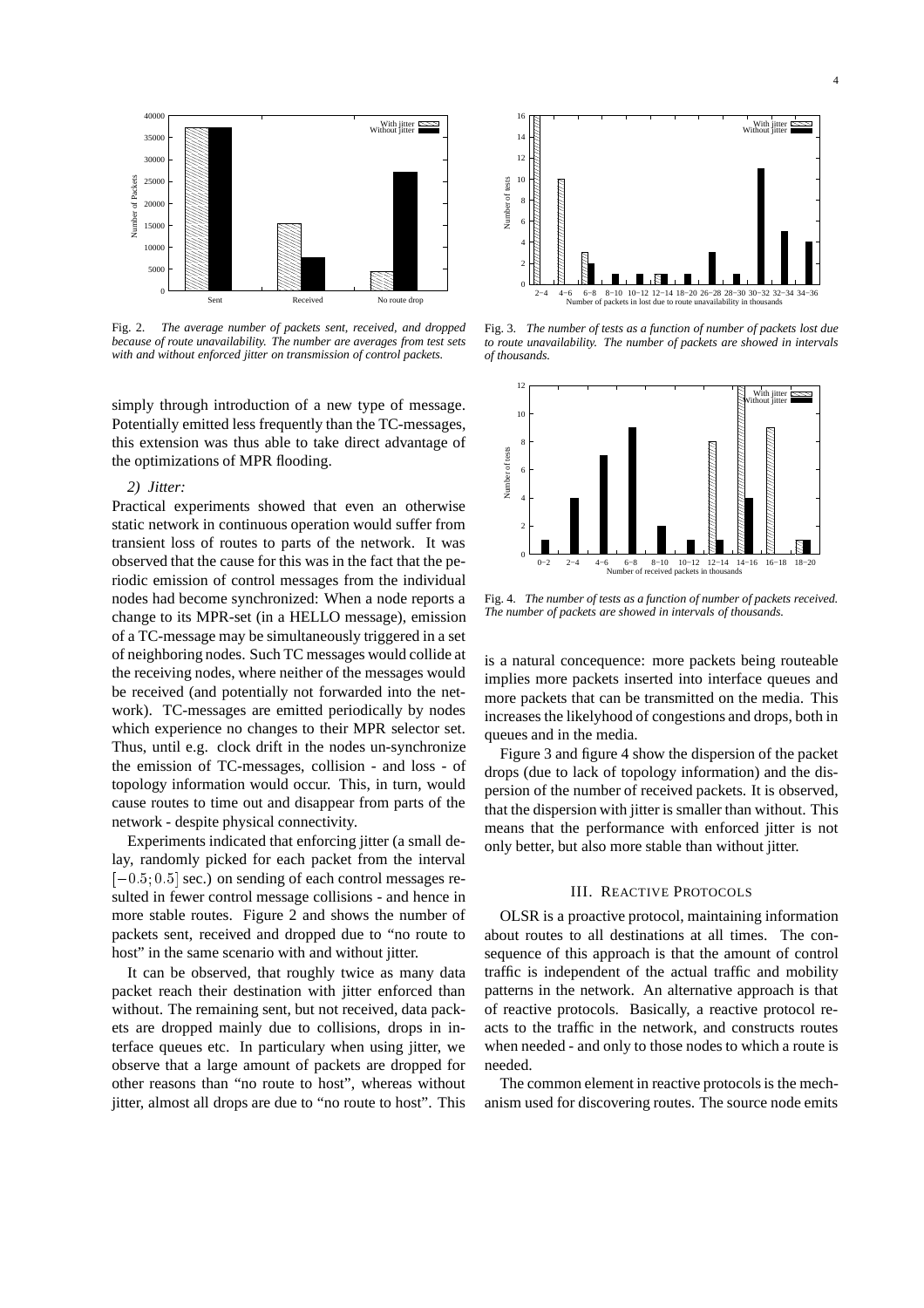Fig. 2. *The average number of packets sent, received, and dropped because of route unavailability. The number are averages from test sets with and without enforced jitter on transmission of control packets.*

Fig. 3. *The number of tests as a function of number of packets lost due to route unavailability. The number of packets are showed in intervals of thousands.*

Fig. 4. *The number of tests as a function of number of packets received. The number of packets are showed in intervals of thousands.*

simply through introduction of a new type of message. Potentially emitted less frequently than the TC-messages, this extension was thus able to take direct advantage of the optimizations of MPR flooding.

*2) Jitter:*

Practical experiments showed that even an otherwise static network in continuous operation would suffer from transient loss of routes to parts of the network. It was observed that the cause for this was in the fact that the periodic emission of control messages from the individual nodes had become synchronized: When a node reports a change to its MPR-set (in a HELLO message), emission of a TC-message may be simultaneously triggered in a set of neighboring nodes. Such TC messages would collide at the receiving nodes, where neither of the messages would be received (and potentially not forwarded into the network). TC-messages are emitted periodically by nodes which experience no changes to their MPR selector set. Thus, until e.g. clock drift in the nodes un-synchronize the emission of TC-messages, collision - and loss - of topology information would occur. This, in turn, would cause routes to time out and disappear from parts of the network - despite physical connectivity.

Experiments indicated that enforcing jitter (a small delay, randomly picked for each packet from the interval $[-0.5; 0.5]$ sec.) on sending of each control messages resulted in fewer control message collisions - and hence in more stable routes. Figure 2 and shows the number of packets sent, received and dropped due to "no route to host" in the same scenario with and without jitter.

It can be observed, that roughly twice as many data packet reach their destination with jitter enforced than without. The remaining sent, but not received, data packets are dropped mainly due to collisions, drops in interface queues etc. In particular when using jitter, we observe that a large amount of packets are dropped for other reasons than "no route to host", whereas without jitter, almost all drops are due to "no route to host". This is a natural concequence: more packets being routeable implies more packets inserted into interface queues and more packets that can be transmitted on the media. This increases the likelyhood of congestions and drops, both in queues and in the media.

Figure 3 and figure 4 show the dispersion of the packet drops (due to lack of topology information) and the dispersion of the number of received packets. It is observed, that the dispersion with jitter is smaller than without. This means that the performance with enforced jitter is not only better, but also more stable than without jitter.

## III. Reactive Protocols

OLSR is a proactive protocol, maintaining information about routes to all destinations at all times. The consequence of this approach is that the amount of control traffic is independent of the actual traffic and mobility patterns in the network. An alternative approach is that of reactive protocols. Basically, a reactive protocol reacts to the traffic in the network, and constructs routes when needed - and only to those nodes to which a route is needed.

The common element in reactive protocols is the mechanism used for discovering routes. The source node emits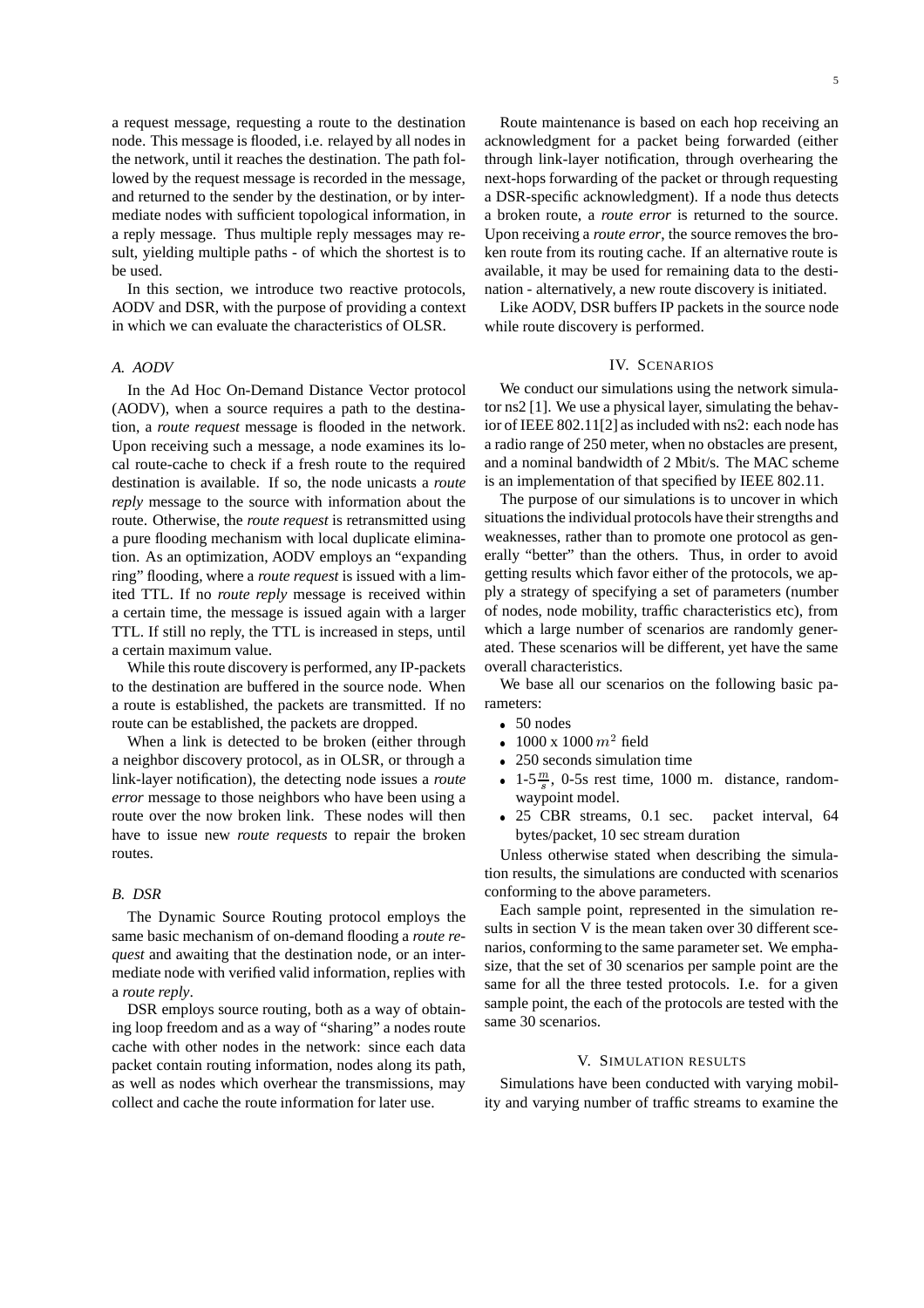a request message, requesting a route to the destination node. This message is flooded, i.e. relayed by all nodes in the network, until it reaches the destination. The path followed by the request message is recorded in the message, and returned to the sender by the destination, or by intermediate nodes with sufficient topological information, in a reply message. Thus multiple reply messages may result, yielding multiple paths - of which the shortest is to be used.

In this section, we introduce two reactive protocols, AODV and DSR, with the purpose of providing a context in which we can evaluate the characteristics of OLSR.

### *A. AODV*

In the Ad Hoc On-Demand Distance Vector protocol (AODV), when a source requires a path to the destination, a *route request* message is flooded in the network. Upon receiving such a message, a node examines its local route-cache to check if a fresh route to the required destination is available. If so, the node unicasts a *route reply* message to the source with information about the route. Otherwise, the *route request* is retransmitted using a pure flooding mechanism with local duplicate elimination. As an optimization, AODV employs an "expanding ring" flooding, where a *route request* is issued with a limited TTL. If no *route reply* message is received within a certain time, the message is issued again with a larger TTL. If still no reply, the TTL is increased in steps, until a certain maximum value.

While this route discovery is performed, any IP-packets to the destination are buffered in the source node. When a route is established, the packets are transmitted. If no route can be established, the packets are dropped.

When a link is detected to be broken (either through a neighbor discovery protocol, as in OLSR, or through a link-layer notification), the detecting node issues a *route error* message to those neighbors who have been using a route over the now broken link. These nodes will then have to issue new *route requests* to repair the broken routes.

### *B. DSR*

The Dynamic Source Routing protocol employs the same basic mechanism of on-demand flooding a *route request* and awaiting that the destination node, or an intermediate node with verified valid information, replies with a *route reply*.

DSR employs source routing, both as a way of obtaining loop freedom and as a way of "sharing" a nodes route cache with other nodes in the network: since each data packet contain routing information, nodes along its path, as well as nodes which overhear the transmissions, may collect and cache the route information for later use.

Route maintenance is based on each hop receiving an acknowledgment for a packet being forwarded (either through link-layer notification, through overhearing the next-hops forwarding of the packet or through requesting a DSR-specific acknowledgment). If a node thus detects a broken route, a *route error* is returned to the source. Upon receiving a *route error*, the source removes the broken route from its routing cache. If an alternative route is available, it may be used for remaining data to the destination - alternatively, a new route discovery is initiated.

Like AODV, DSR buffers IP packets in the source node while route discovery is performed.

## IV. Scenarios

We conduct our simulations using the network simulator ns2 [1]. We use a physical layer, simulating the behavior of IEEE 802.11[2] as included with ns2: each node has a radio range of 250 meter, when no obstacles are present, and a nominal bandwidth of 2 Mbit/s. The MAC scheme is an implementation of that specified by IEEE 802.11.

The purpose of our simulations is to uncover in which situations the individual protocols have their strengths and weaknesses, rather than to promote one protocol as generally "better" than the others. Thus, in order to avoid getting results which favor either of the protocols, we apply a strategy of specifying a set of parameters (number of nodes, node mobility, traffic characteristics etc), from which a large number of scenarios are randomly generated. These scenarios will be different, yet have the same overall characteristics.

We base all our scenarios on the following basic parameters:

- 50 nodes
- 1000 x 1000 $m^2$ field
- 250 seconds simulation time
- 1-5$\frac{m}{s}$, 0-5s rest time, 1000 m. distance, random-waypoint model.
- 25 CBR streams, 0.1 sec. packet interval, 64 bytes/packet, 10 sec stream duration

Unless otherwise stated when describing the simulation results, the simulations are conducted with scenarios conforming to the above parameters.

Each sample point, represented in the simulation results in section V is the mean taken over 30 different scenarios, conforming to the same parameter set. We emphasize, that the set of 30 scenarios per sample point are the same for all the three tested protocols. I.e. for a given sample point, the each of the protocols are tested with the same 30 scenarios.

## V. Simulation results

Simulations have been conducted with varying mobility and varying number of traffic streams to examine the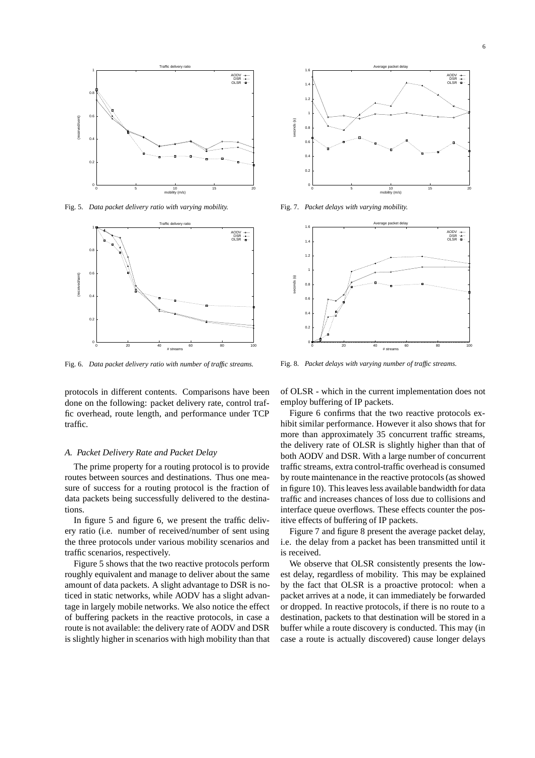Fig. 5. *Data packet delivery ratio with varying mobility.*

Fig. 6. *Data packet delivery ratio with number of traffic streams.*

Fig. 7. *Packet delays with varying mobility.*

Fig. 8. *Packet delays with varying number of traffic streams.*

protocols in different contents. Comparisons have been done on the following: packet delivery rate, control traffic overhead, route length, and performance under TCP traffic.

### *A. Packet Delivery Rate and Packet Delay*

The prime property for a routing protocol is to provide routes between sources and destinations. Thus one measure of success for a routing protocol is the fraction of data packets being successfully delivered to the destinations.

In figure 5 and figure 6, we present the traffic delivery ratio (i.e. number of received/number of sent using the three protocols under various mobility scenarios and traffic scenarios, respectively.

Figure 5 shows that the two reactive protocols perform roughly equivalent and manage to deliver about the same amount of data packets. A slight advantage to DSR is noticed in static networks, while AODV has a slight advantage in largely mobile networks. We also notice the effect of buffering packets in the reactive protocols, in case a route is not available: the delivery rate of AODV and DSR is slightly higher in scenarios with high mobility than that of OLSR - which in the current implementation does not employ buffering of IP packets.

Figure 6 confirms that the two reactive protocols exhibit similar performance. However it also shows that for more than approximately 35 concurrent traffic streams, the delivery rate of OLSR is slightly higher than that of both AODV and DSR. With a large number of concurrent traffic streams, extra control-traffic overhead is consumed by route maintenance in the reactive protocols (as showed in figure 10). This leaves less available bandwidth for data traffic and increases chances of loss due to collisions and interface queue overflows. These effects counter the positive effects of buffering of IP packets.

Figure 7 and figure 8 present the average packet delay, i.e. the delay from a packet has been transmitted until it is received.

We observe that OLSR consistently presents the lowest delay, regardless of mobility. This may be explained by the fact that OLSR is a proactive protocol: when a packet arrives at a node, it can immediately be forwarded or dropped. In reactive protocols, if there is no route to a destination, packets to that destination will be stored in a buffer while a route discovery is conducted. This may (in case a route is actually discovered) cause longer delays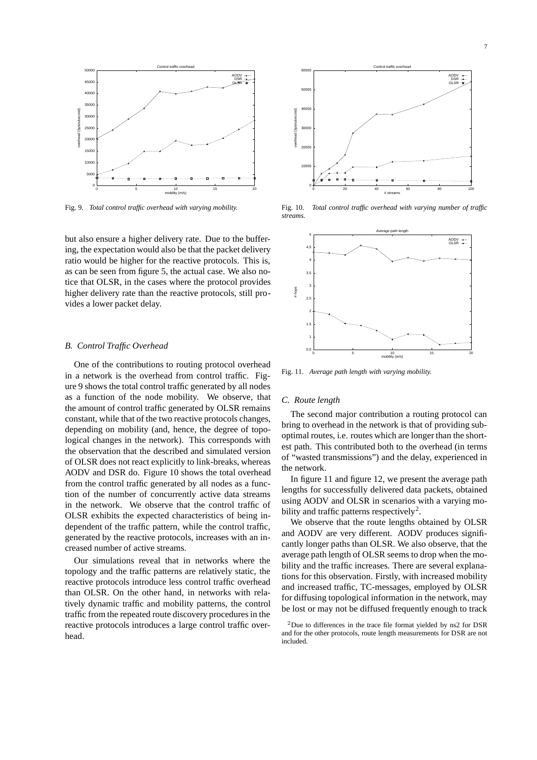Fig. 9. *Total control traffic overhead with varying mobility.*

Fig. 10. *Total control traffic overhead with varying number of traffic streams.*

but also ensure a higher delivery rate. Due to the buffering, the expectation would also be that the packet delivery ratio would be higher for the reactive protocols. This is, as can be seen from figure 5, the actual case. We also notice that OLSR, in the cases where the protocol provides higher delivery rate than the reactive protocols, still provides a lower packet delay.

### *B. Control Traffic Overhead*

One of the contributions to routing protocol overhead in a network is the overhead from control traffic. Figure 9 shows the total control traffic generated by all nodes as a function of the node mobility. We observe, that the amount of control traffic generated by OLSR remains constant, while that of the two reactive protocols changes, depending on mobility (and, hence, the degree of topological changes in the network). This corresponds with the observation that the described and simulated version of OLSR does not react explicitly to link-breaks, whereas AODV and DSR do. Figure 10 shows the total overhead from the control traffic generated by all nodes as a function of the number of concurrently active data streams in the network. We observe that the control traffic of OLSR exhibits the expected characteristics of being independent of the traffic pattern, while the control traffic, generated by the reactive protocols, increases with an increased number of active streams.

Our simulations reveal that in networks where the topology and the traffic patterns are relatively static, the reactive protocols introduce less control traffic overhead than OLSR. On the other hand, in networks with relatively dynamic traffic and mobility patterns, the control traffic from the repeated route discovery procedures in the reactive protocols introduces a large control traffic overhead.

Fig. 11. *Average path length with varying mobility.*

### *C. Route length*

The second major contribution a routing protocol can bring to overhead in the network is that of providing suboptimal routes, i.e. routes which are longer than the shortest path. This contributed both to the overhead (in terms of "wasted transmissions") and the delay, experienced in the network.

In figure 11 and figure 12, we present the average path lengths for successfully delivered data packets, obtained using AODV and OLSR in scenarios with a varying mobility and traffic patterns respectively[2].

We observe that the route lengths obtained by OLSR and AODV are very different. AODV produces significantly longer paths than OLSR. We also observe, that the average path length of OLSR seems to drop when the mobility and the traffic increases. There are several explanations for this observation. Firstly, with increased mobility and increased traffic, TC-messages, employed by OLSR for diffusing topological information in the network, may be lost or may not be diffused frequently enough to track

[2] Due to differences in the trace file format yielded by ns2 for DSR and for the other protocols, route length measurements for DSR are not included.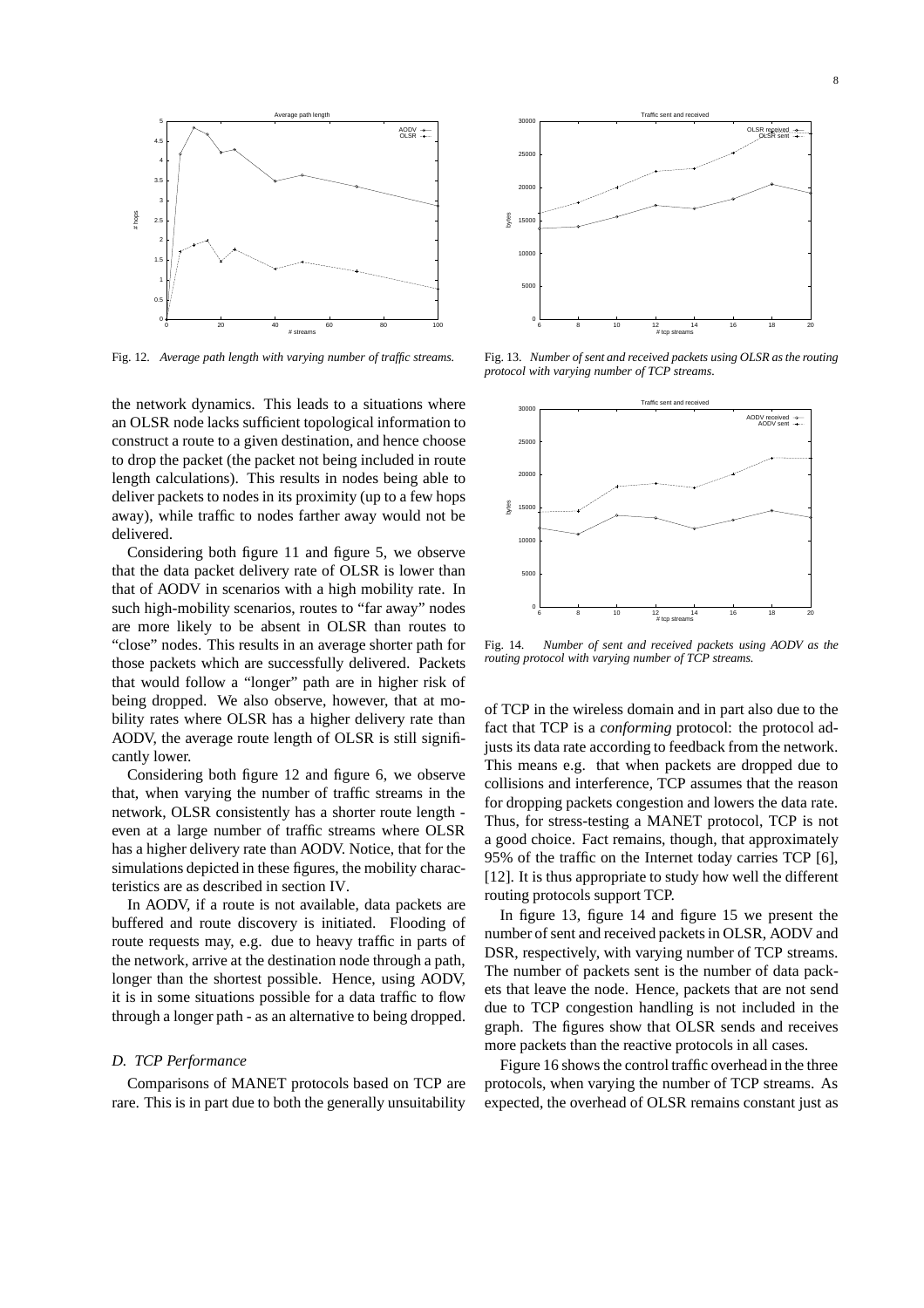Fig. 12. *Average path length with varying number of traffic streams.*

Fig. 13. *Number of sent and received packets using OLSR as the routing protocol with varying number of TCP streams.*

Fig. 14. *Number of sent and received packets using AODV as the routing protocol with varying number of TCP streams.*

the network dynamics. This leads to a situations where an OLSR node lacks sufficient topological information to construct a route to a given destination, and hence choose to drop the packet (the packet not being included in route length calculations). This results in nodes being able to deliver packets to nodes in its proximity (up to a few hops away), while traffic to nodes farther away would not be delivered.

Considering both figure 11 and figure 5, we observe that the data packet delivery rate of OLSR is lower than that of AODV in scenarios with a high mobility rate. In such high-mobility scenarios, routes to "far away" nodes are more likely to be absent in OLSR than routes to "close" nodes. This results in an average shorter path for those packets which are successfully delivered. Packets that would follow a "longer" path are in higher risk of being dropped. We also observe, however, that at mobility rates where OLSR has a higher delivery rate than AODV, the average route length of OLSR is still significantly lower.

Considering both figure 12 and figure 6, we observe that, when varying the number of traffic streams in the network, OLSR consistently has a shorter route length - even at a large number of traffic streams where OLSR has a higher delivery rate than AODV. Notice, that for the simulations depicted in these figures, the mobility characteristics are as described in section IV.

In AODV, if a route is not available, data packets are buffered and route discovery is initiated. Flooding of route requests may, e.g. due to heavy traffic in parts of the network, arrive at the destination node through a path, longer than the shortest possible. Hence, using AODV, it is in some situations possible for a data traffic to flow through a longer path - as an alternative to being dropped.

### *D. TCP Performance*

Comparisons of MANET protocols based on TCP are rare. This is in part due to both the generally unsuitability of TCP in the wireless domain and in part also due to the fact that TCP is a *conforming* protocol: the protocol adjusts its data rate according to feedback from the network. This means e.g. that when packets are dropped due to collisions and interference, TCP assumes that the reason for dropping packets congestion and lowers the data rate. Thus, for stress-testing a MANET protocol, TCP is not a good choice. Fact remains, though, that approximately 95% of the traffic on the Internet today carries TCP [6], [12]. It is thus appropriate to study how well the different routing protocols support TCP.

In figure 13, figure 14 and figure 15 we present the number of sent and received packets in OLSR, AODV and DSR, respectively, with varying number of TCP streams. The number of packets sent is the number of data packets that leave the node. Hence, packets that are not send due to TCP congestion handling is not included in the graph. The figures show that OLSR sends and receives more packets than the reactive protocols in all cases.

Figure 16 shows the control traffic overhead in the three protocols, when varying the number of TCP streams. As expected, the overhead of OLSR remains constant just as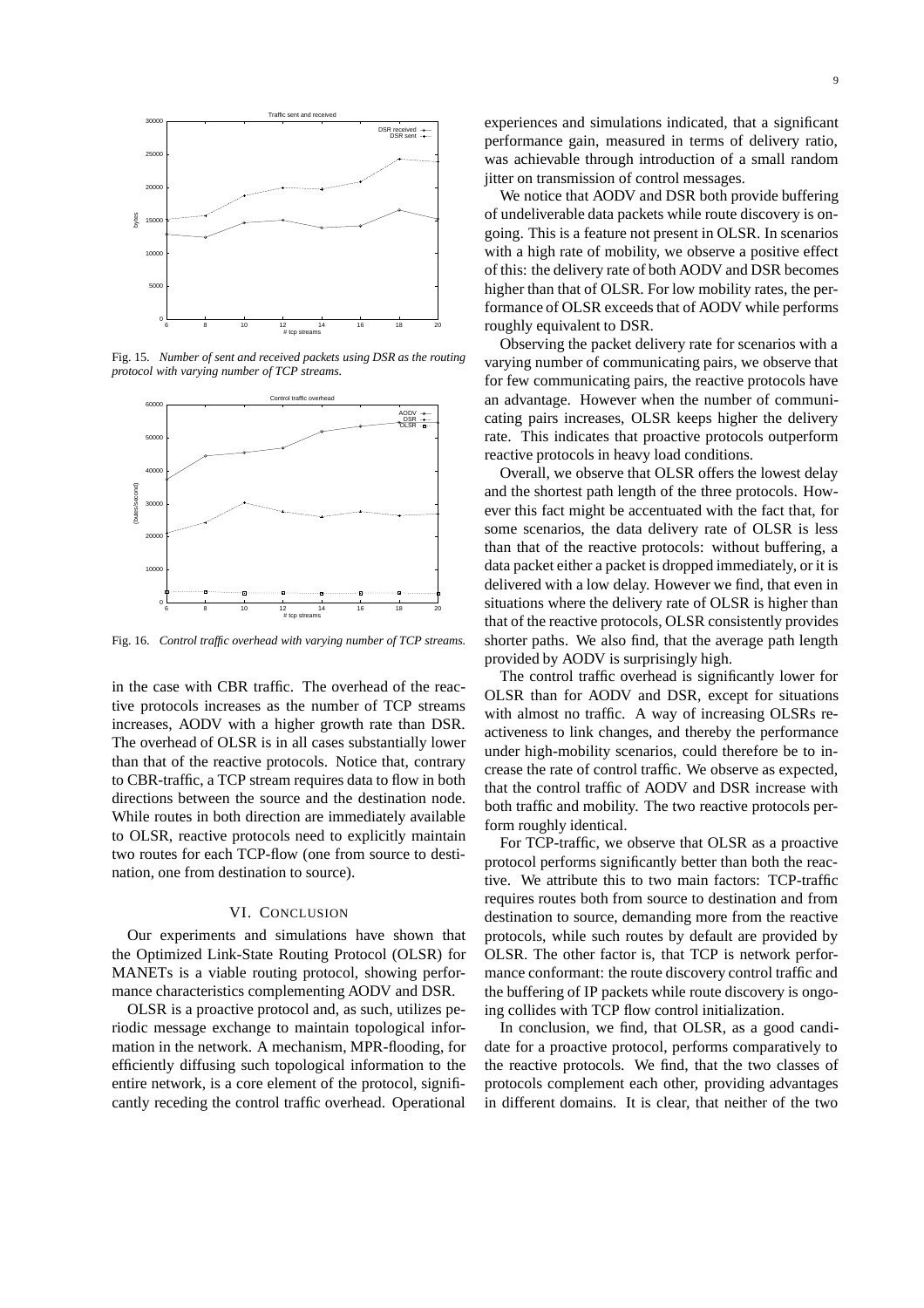Fig. 15. *Number of sent and received packets using DSR as the routing protocol with varying number of TCP streams.*

Fig. 16. *Control traffic overhead with varying number of TCP streams.*

in the case with CBR traffic. The overhead of the reactive protocols increases as the number of TCP streams increases, AODV with a higher growth rate than DSR. The overhead of OLSR is in all cases substantially lower than that of the reactive protocols. Notice that, contrary to CBR-traffic, a TCP stream requires data to flow in both directions between the source and the destination node. While routes in both direction are immediately available to OLSR, reactive protocols need to explicitly maintain two routes for each TCP-flow (one from source to destination, one from destination to source).

## VI. Conclusion

Our experiments and simulations have shown that the Optimized Link-State Routing Protocol (OLSR) for MANETs is a viable routing protocol, showing performance characteristics complementing AODV and DSR.

OLSR is a proactive protocol and, as such, utilizes periodic message exchange to maintain topological information in the network. A mechanism, MPR-flooding, for efficiently diffusing such topological information to the entire network, is a core element of the protocol, significantly receding the control traffic overhead. Operational experiences and simulations indicated, that a significant performance gain, measured in terms of delivery ratio, was achievable through introduction of a small random jitter on transmission of control messages.

We notice that AODV and DSR both provide buffering of undeliverable data packets while route discovery is ongoing. This is a feature not present in OLSR. In scenarios with a high rate of mobility, we observe a positive effect of this: the delivery rate of both AODV and DSR becomes higher than that of OLSR. For low mobility rates, the performance of OLSR exceeds that of AODV while performs roughly equivalent to DSR.

Observing the packet delivery rate for scenarios with a varying number of communicating pairs, we observe that for few communicating pairs, the reactive protocols have an advantage. However when the number of communicating pairs increases, OLSR keeps higher the delivery rate. This indicates that proactive protocols outperform reactive protocols in heavy load conditions.

Overall, we observe that OLSR offers the lowest delay and the shortest path length of the three protocols. However this fact might be accentuated with the fact that, for some scenarios, the data delivery rate of OLSR is less than that of the reactive protocols: without buffering, a data packet either a packet is dropped immediately, or it is delivered with a low delay. However we find, that even in situations where the delivery rate of OLSR is higher than that of the reactive protocols, OLSR consistently provides shorter paths. We also find, that the average path length provided by AODV is surprisingly high.

The control traffic overhead is significantly lower for OLSR than for AODV and DSR, except for situations with almost no traffic. A way of increasing OLSRs reactiveness to link changes, and thereby the performance under high-mobility scenarios, could therefore be to increase the rate of control traffic. We observe as expected, that the control traffic of AODV and DSR increase with both traffic and mobility. The two reactive protocols perform roughly identical.

For TCP-traffic, we observe that OLSR as a proactive protocol performs significantly better than both the reactive. We attribute this to two main factors: TCP-traffic requires routes both from source to destination and from destination to source, demanding more from the reactive protocols, while such routes by default are provided by OLSR. The other factor is, that TCP is network performance conformant: the route discovery control traffic and the buffering of IP packets while route discovery is ongoing collides with TCP flow control initialization.

In conclusion, we find, that OLSR, as a good candidate for a proactive protocol, performs comparatively to the reactive protocols. We find, that the two classes of protocols complement each other, providing advantages in different domains. It is clear, that neither of the two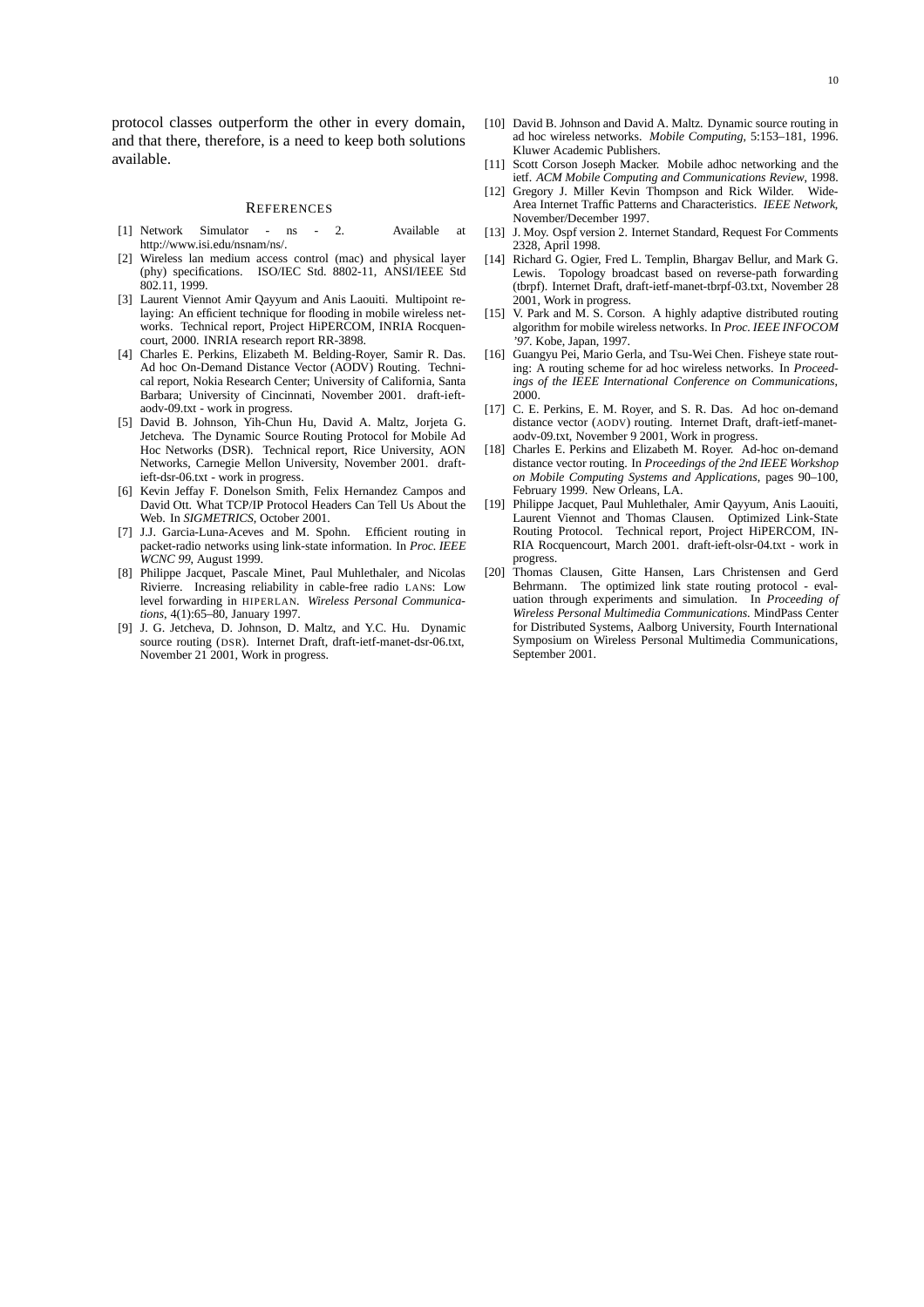protocol classes outperform the other in every domain, and that there, therefore, is a need to keep both solutions available.

## References

[1] Network Simulator - ns - 2. Available at http://www.isi.edu/nsnam/ns/.

[2] Wireless lan medium access control (mac) and physical layer (phy) specifications. ISO/IEC Std. 8802-11, ANSI/IEEE Std 802.11, 1999.

[3] Laurent Viennot Amir Qayyum and Anis Laouiti. Multipoint relaying: An efficient technique for flooding in mobile wireless networks. Technical report, Project HiPERCOM, INRIA Rocquencourt, 2000. INRIA research report RR-3898.

[4] Charles E. Perkins, Elizabeth M. Belding-Royer, Samir R. Das. Ad hoc On-Demand Distance Vector (AODV) Routing. Technical report, Nokia Research Center; University of California, Santa Barbara; University of Cincinnati, November 2001. draft-ieft-aodv-09.txt - work in progress.

[5] David B. Johnson, Yih-Chun Hu, David A. Maltz, Jorjeta G. Jetcheva. The Dynamic Source Routing Protocol for Mobile Ad Hoc Networks (DSR). Technical report, Rice University, AON Networks, Carnegie Mellon University, November 2001. draft-ieft-dsr-06.txt - work in progress.

[6] Kevin Jeffay F. Donelson Smith, Felix Hernandez Campos and David Ott. What TCP/IP Protocol Headers Can Tell Us About the Web. In *SIGMETRICS*, October 2001.

[7] J.J. Garcia-Luna-Aceves and M. Spohn. Efficient routing in packet-radio networks using link-state information. In *Proc. IEEE WCNC 99*, August 1999.

[8] Philippe Jacquet, Pascale Minet, Paul Muhlethaler, and Nicolas Rivierre. Increasing reliability in cable-free radio LANs: Low level forwarding in HIPERLAN. *Wireless Personal Communications*, 4(1):65–80, January 1997.

[9] J. G. Jetcheva, D. Johnson, D. Maltz, and Y.C. Hu. Dynamic source routing (DSR). Internet Draft, draft-ietf-manet-dsr-06.txt, November 21 2001, Work in progress.

[10] David B. Johnson and David A. Maltz. Dynamic source routing in ad hoc wireless networks. *Mobile Computing*, 5:153–181, 1996. Kluwer Academic Publishers.

[11] Scott Corson Joseph Macker. Mobile adhoc networking and the ietf. *ACM Mobile Computing and Communications Review*, 1998.

[12] Gregory J. Miller Kevin Thompson and Rick Wilder. Wide-Area Internet Traffic Patterns and Characteristics. *IEEE Network*, November/December 1997.

[13] J. Moy. Ospf version 2. Internet Standard, Request For Comments 2328, April 1998.

[14] Richard G. Ogier, Fred L. Templin, Bhargav Bellur, and Mark G. Lewis. Topology broadcast based on reverse-path forwarding (tbrpf). Internet Draft, draft-ietf-manet-tbrpf-03.txt, November 28 2001, Work in progress.

[15] V. Park and M. S. Corson. A highly adaptive distributed routing algorithm for mobile wireless networks. In *Proc. IEEE INFOCOM '97*. Kobe, Japan, 1997.

[16] Guangyu Pei, Mario Gerla, and Tsu-Wei Chen. Fisheye state routing: A routing scheme for ad hoc wireless networks. In *Proceedings of the IEEE International Conference on Communications*, 2000.

[17] C. E. Perkins, E. M. Royer, and S. R. Das. Ad hoc on-demand distance vector (AODV) routing. Internet Draft, draft-ietf-manet-aodv-09.txt, November 9 2001, Work in progress.

[18] Charles E. Perkins and Elizabeth M. Royer. Ad-hoc on-demand distance vector routing. In *Proceedings of the 2nd IEEE Workshop on Mobile Computing Systems and Applications*, pages 90–100, February 1999. New Orleans, LA.

[19] Philippe Jacquet, Paul Muhlethaler, Amir Qayyum, Anis Laouiti, Laurent Viennot and Thomas Clausen. Optimized Link-State Routing Protocol. Technical report, Project HiPERCOM, INRIA Rocquencourt, March 2001. draft-ieft-olsr-04.txt - work in progress.

[20] Thomas Clausen, Gitte Hansen, Lars Christensen and Gerd Behrmann. The optimized link state routing protocol - evaluation through experiments and simulation. In *Proceeding of Wireless Personal Multimedia Communications.* MindPass Center for Distributed Systems, Aalborg University, Fourth International Symposium on Wireless Personal Multimedia Communications, September 2001.